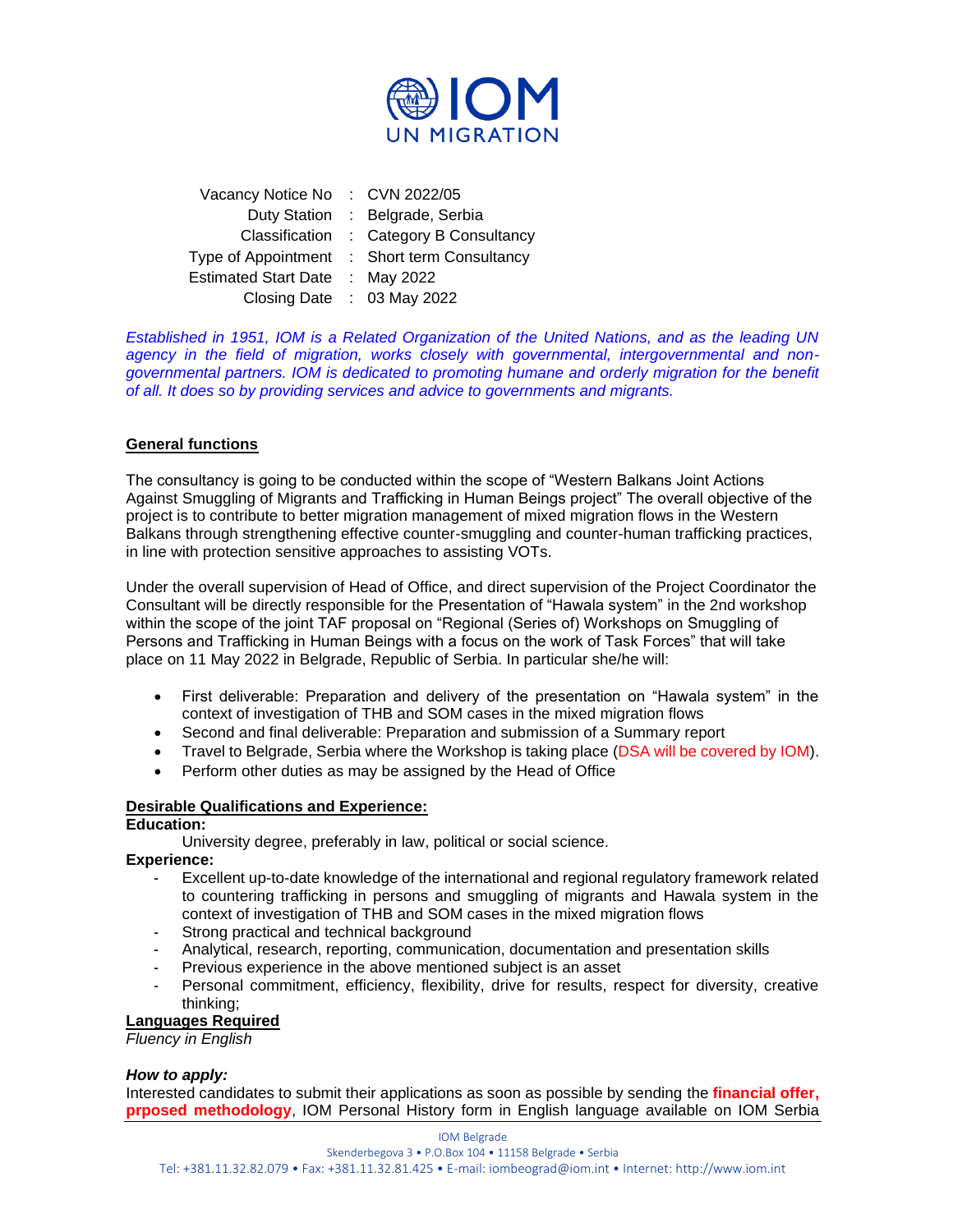IOM UN MIGRATION

| | | |
|---|---|---|
| Vacancy Notice No | : | CVN 2022/05 |
| Duty Station | : | Belgrade, Serbia |
| Classification | : | Category B Consultancy |
| Type of Appointment | : | Short term Consultancy |
| Estimated Start Date | : | May 2022 |
| Closing Date | : | 03 May 2022 |

*Established in 1951, IOM is a Related Organization of the United Nations, and as the leading UN agency in the field of migration, works closely with governmental, intergovernmental and non-governmental partners. IOM is dedicated to promoting humane and orderly migration for the benefit of all. It does so by providing services and advice to governments and migrants.*

## General functions

The consultancy is going to be conducted within the scope of "Western Balkans Joint Actions Against Smuggling of Migrants and Trafficking in Human Beings project" The overall objective of the project is to contribute to better migration management of mixed migration flows in the Western Balkans through strengthening effective counter-smuggling and counter-human trafficking practices, in line with protection sensitive approaches to assisting VOTs.

Under the overall supervision of Head of Office, and direct supervision of the Project Coordinator the Consultant will be directly responsible for the Presentation of "Hawala system" in the 2nd workshop within the scope of the joint TAF proposal on "Regional (Series of) Workshops on Smuggling of Persons and Trafficking in Human Beings with a focus on the work of Task Forces" that will take place on 11 May 2022 in Belgrade, Republic of Serbia. In particular she/he will:

- First deliverable: Preparation and delivery of the presentation on "Hawala system" in the context of investigation of THB and SOM cases in the mixed migration flows
- Second and final deliverable: Preparation and submission of a Summary report
- Travel to Belgrade, Serbia where the Workshop is taking place (DSA will be covered by IOM).
- Perform other duties as may be assigned by the Head of Office

## Desirable Qualifications and Experience:

**Education:**

University degree, preferably in law, political or social science.

**Experience:**

- Excellent up-to-date knowledge of the international and regional regulatory framework related to countering trafficking in persons and smuggling of migrants and Hawala system in the context of investigation of THB and SOM cases in the mixed migration flows
- Strong practical and technical background
- Analytical, research, reporting, communication, documentation and presentation skills
- Previous experience in the above mentioned subject is an asset
- Personal commitment, efficiency, flexibility, drive for results, respect for diversity, creative thinking;

## Languages Required

*Fluency in English*

***How to apply:***

Interested candidates to submit their applications as soon as possible by sending the **financial offer, prposed methodology**, IOM Personal History form in English language available on IOM Serbia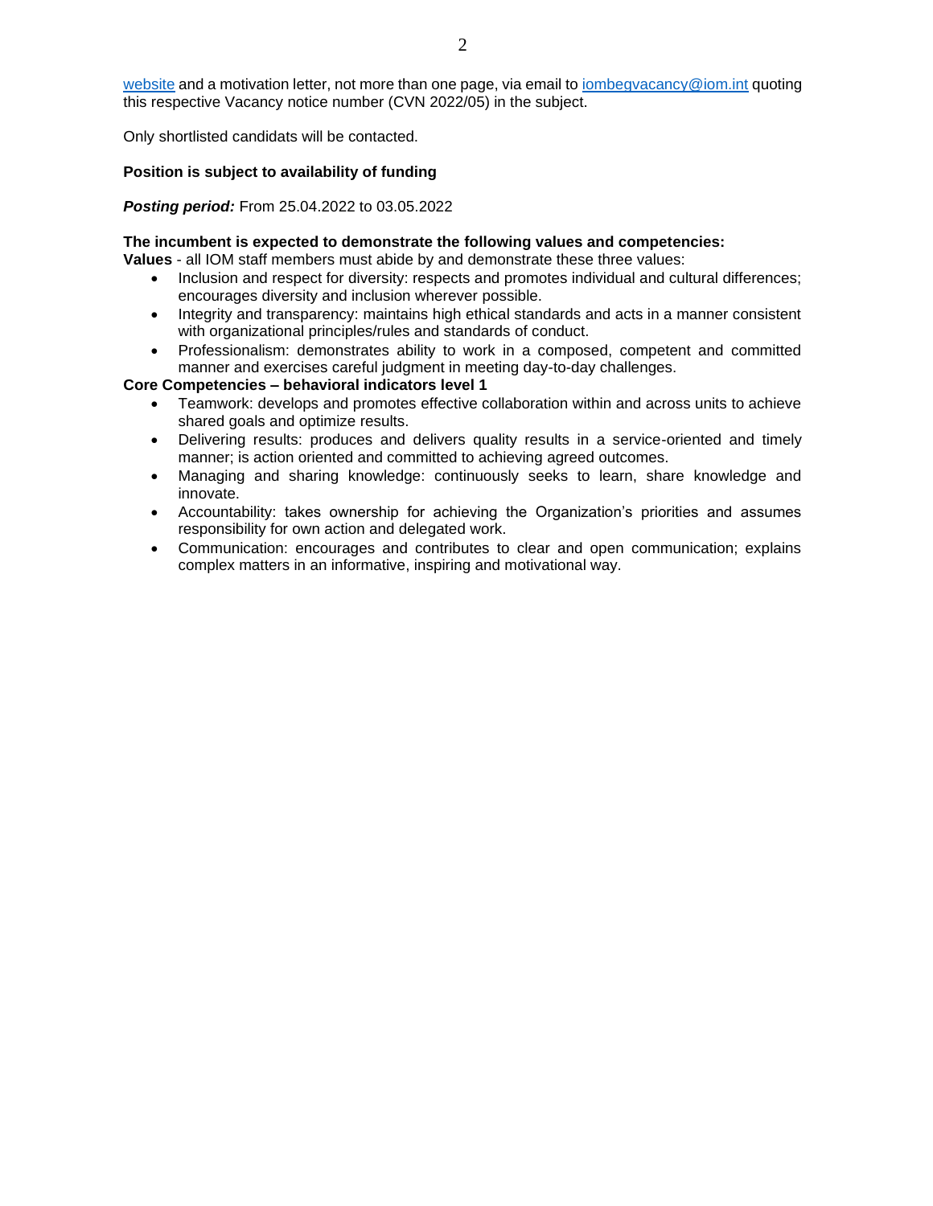website and a motivation letter, not more than one page, via email to iombegvacancy@iom.int quoting this respective Vacancy notice number (CVN 2022/05) in the subject.

Only shortlisted candidats will be contacted.

**Position is subject to availability of funding**

***Posting period:*** From 25.04.2022 to 03.05.2022

**The incumbent is expected to demonstrate the following values and competencies:**
**Values** - all IOM staff members must abide by and demonstrate these three values:

- Inclusion and respect for diversity: respects and promotes individual and cultural differences; encourages diversity and inclusion wherever possible.
- Integrity and transparency: maintains high ethical standards and acts in a manner consistent with organizational principles/rules and standards of conduct.
- Professionalism: demonstrates ability to work in a composed, competent and committed manner and exercises careful judgment in meeting day-to-day challenges.

**Core Competencies – behavioral indicators level 1**

- Teamwork: develops and promotes effective collaboration within and across units to achieve shared goals and optimize results.
- Delivering results: produces and delivers quality results in a service-oriented and timely manner; is action oriented and committed to achieving agreed outcomes.
- Managing and sharing knowledge: continuously seeks to learn, share knowledge and innovate.
- Accountability: takes ownership for achieving the Organization's priorities and assumes responsibility for own action and delegated work.
- Communication: encourages and contributes to clear and open communication; explains complex matters in an informative, inspiring and motivational way.